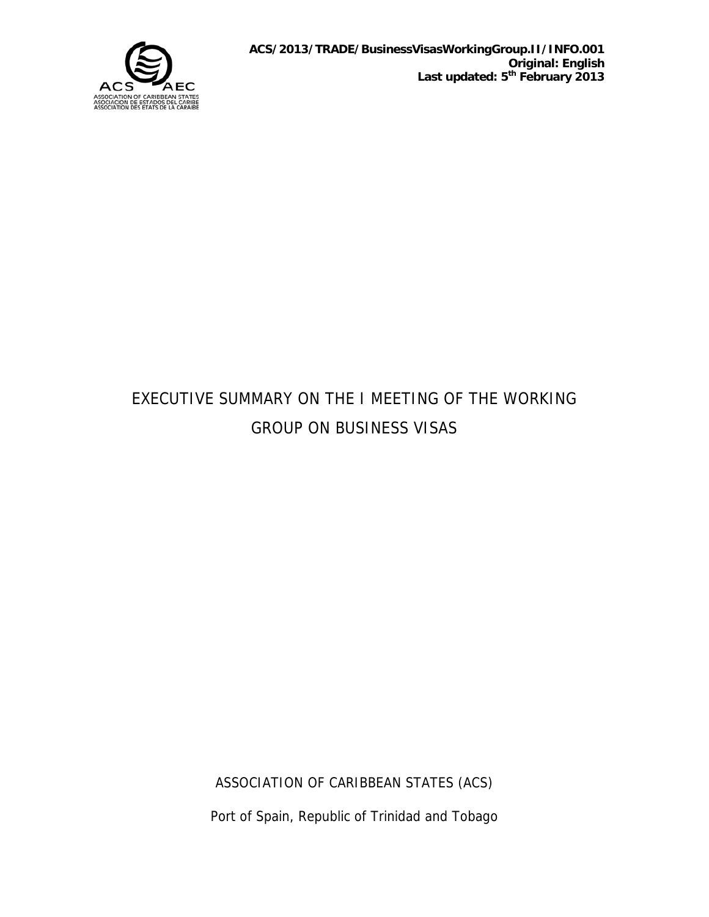ACS/2013/TRADE/BusinessVisasWorkingGroup.II/INFO.001
**Original: English**
**Last updated: 5th February 2013**

# EXECUTIVE SUMMARY ON THE I MEETING OF THE WORKING GROUP ON BUSINESS VISAS

ASSOCIATION OF CARIBBEAN STATES (ACS)

Port of Spain, Republic of Trinidad and Tobago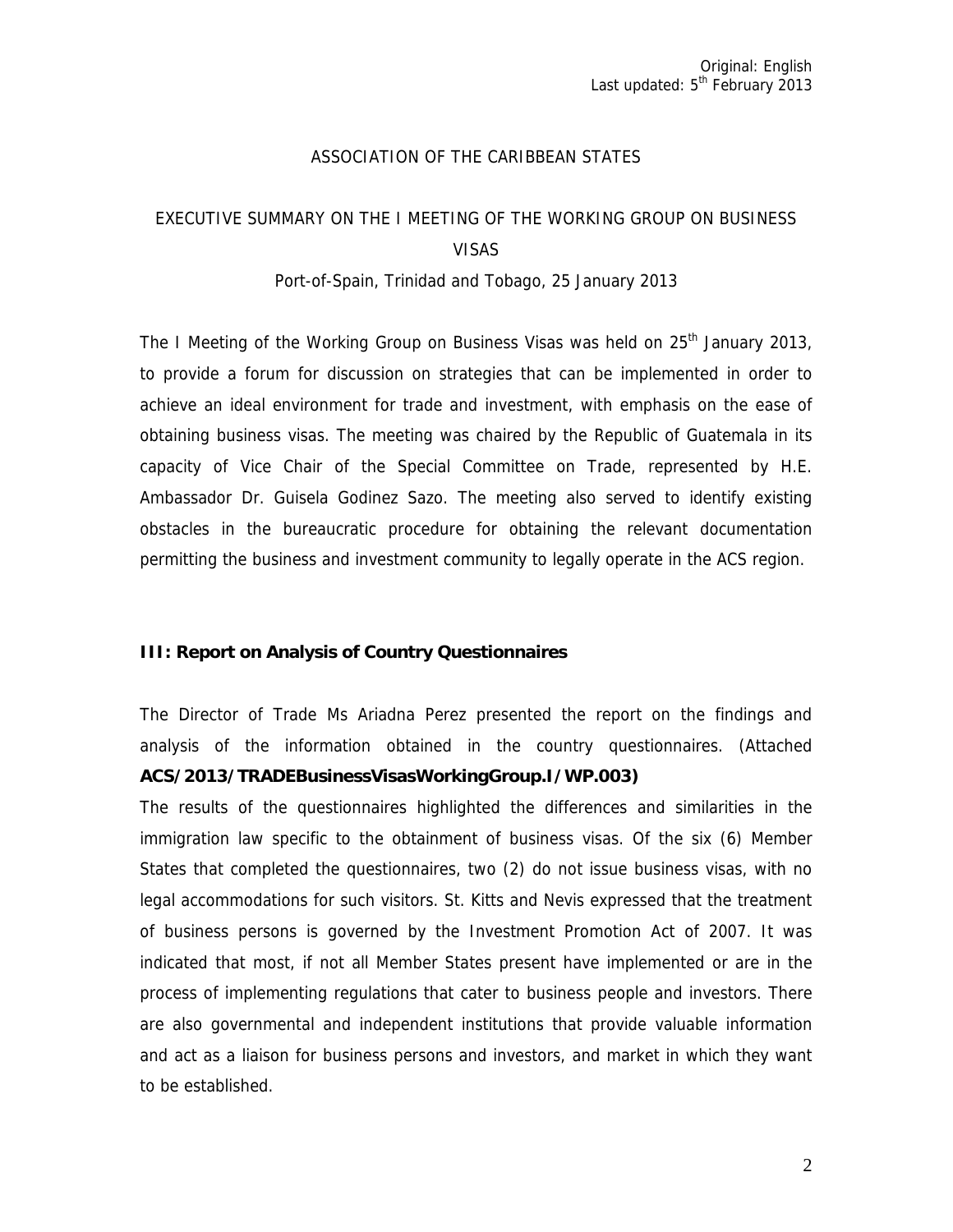Original: English
Last updated: 5th February 2013

ASSOCIATION OF THE CARIBBEAN STATES

EXECUTIVE SUMMARY ON THE I MEETING OF THE WORKING GROUP ON BUSINESS VISAS

Port-of-Spain, Trinidad and Tobago, 25 January 2013

The I Meeting of the Working Group on Business Visas was held on 25th January 2013, to provide a forum for discussion on strategies that can be implemented in order to achieve an ideal environment for trade and investment, with emphasis on the ease of obtaining business visas. The meeting was chaired by the Republic of Guatemala in its capacity of Vice Chair of the Special Committee on Trade, represented by H.E. Ambassador Dr. Guisela Godinez Sazo. The meeting also served to identify existing obstacles in the bureaucratic procedure for obtaining the relevant documentation permitting the business and investment community to legally operate in the ACS region.

**III: Report on Analysis of Country Questionnaires**

The Director of Trade Ms Ariadna Perez presented the report on the findings and analysis of the information obtained in the country questionnaires. (Attached **ACS/2013/TRADEBusinessVisasWorkingGroup.I/WP.003)**

The results of the questionnaires highlighted the differences and similarities in the immigration law specific to the obtainment of business visas. Of the six (6) Member States that completed the questionnaires, two (2) do not issue business visas, with no legal accommodations for such visitors. St. Kitts and Nevis expressed that the treatment of business persons is governed by the Investment Promotion Act of 2007. It was indicated that most, if not all Member States present have implemented or are in the process of implementing regulations that cater to business people and investors. There are also governmental and independent institutions that provide valuable information and act as a liaison for business persons and investors, and market in which they want to be established.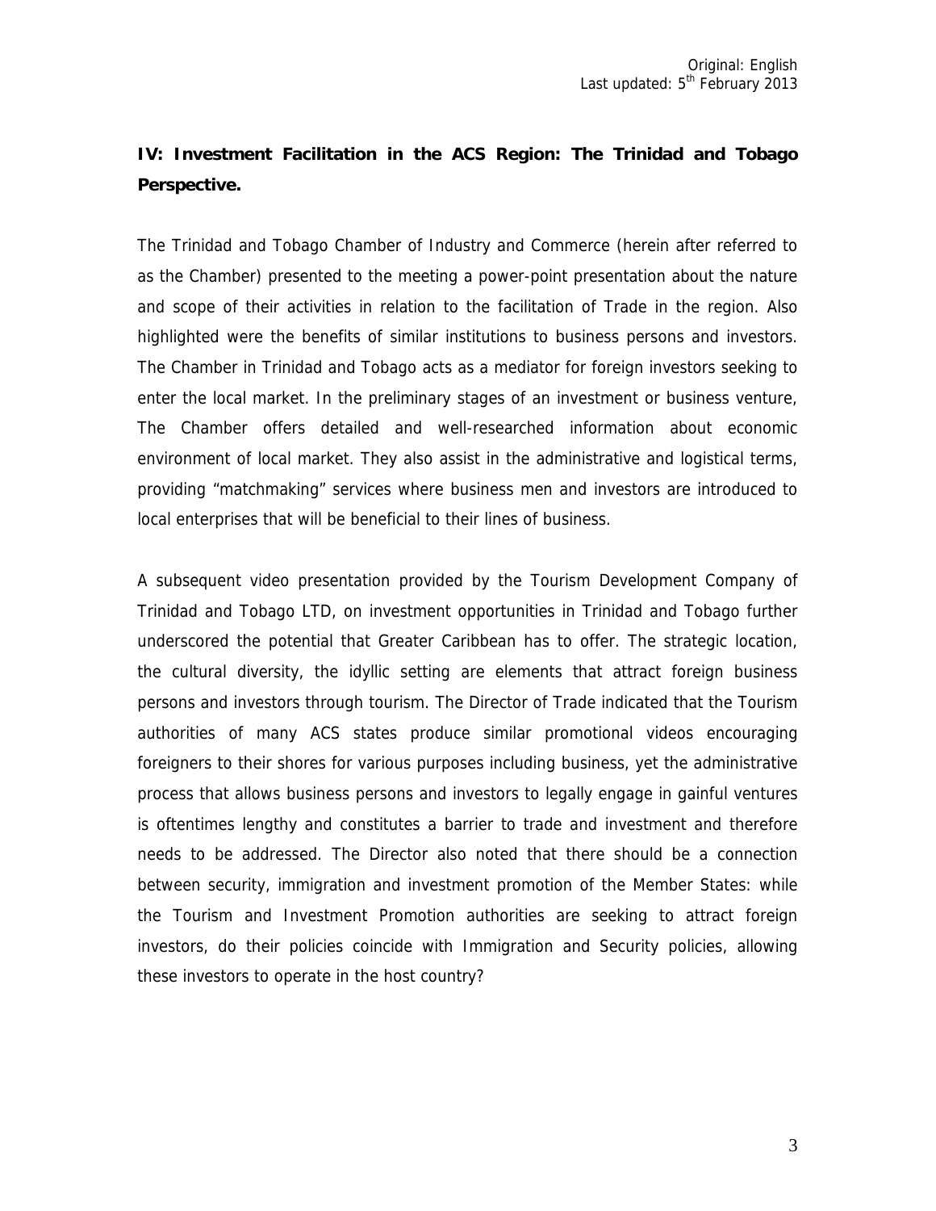Original: English
Last updated: 5th February 2013

## IV: Investment Facilitation in the ACS Region: The Trinidad and Tobago Perspective.

The Trinidad and Tobago Chamber of Industry and Commerce (herein after referred to as the Chamber) presented to the meeting a power-point presentation about the nature and scope of their activities in relation to the facilitation of Trade in the region. Also highlighted were the benefits of similar institutions to business persons and investors. The Chamber in Trinidad and Tobago acts as a mediator for foreign investors seeking to enter the local market. In the preliminary stages of an investment or business venture, The Chamber offers detailed and well-researched information about economic environment of local market. They also assist in the administrative and logistical terms, providing "matchmaking" services where business men and investors are introduced to local enterprises that will be beneficial to their lines of business.

A subsequent video presentation provided by the Tourism Development Company of Trinidad and Tobago LTD, on investment opportunities in Trinidad and Tobago further underscored the potential that Greater Caribbean has to offer. The strategic location, the cultural diversity, the idyllic setting are elements that attract foreign business persons and investors through tourism. The Director of Trade indicated that the Tourism authorities of many ACS states produce similar promotional videos encouraging foreigners to their shores for various purposes including business, yet the administrative process that allows business persons and investors to legally engage in gainful ventures is oftentimes lengthy and constitutes a barrier to trade and investment and therefore needs to be addressed. The Director also noted that there should be a connection between security, immigration and investment promotion of the Member States: while the Tourism and Investment Promotion authorities are seeking to attract foreign investors, do their policies coincide with Immigration and Security policies, allowing these investors to operate in the host country?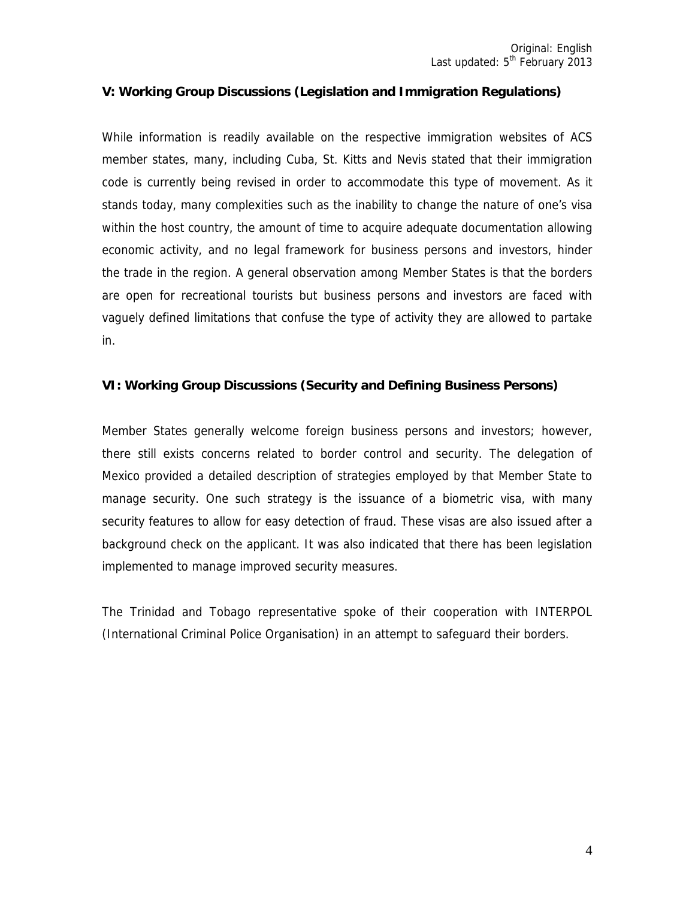## V: Working Group Discussions (Legislation and Immigration Regulations)

While information is readily available on the respective immigration websites of ACS member states, many, including Cuba, St. Kitts and Nevis stated that their immigration code is currently being revised in order to accommodate this type of movement. As it stands today, many complexities such as the inability to change the nature of one's visa within the host country, the amount of time to acquire adequate documentation allowing economic activity, and no legal framework for business persons and investors, hinder the trade in the region. A general observation among Member States is that the borders are open for recreational tourists but business persons and investors are faced with vaguely defined limitations that confuse the type of activity they are allowed to partake in.

## VI: Working Group Discussions (Security and Defining Business Persons)

Member States generally welcome foreign business persons and investors; however, there still exists concerns related to border control and security. The delegation of Mexico provided a detailed description of strategies employed by that Member State to manage security. One such strategy is the issuance of a biometric visa, with many security features to allow for easy detection of fraud. These visas are also issued after a background check on the applicant. It was also indicated that there has been legislation implemented to manage improved security measures.

The Trinidad and Tobago representative spoke of their cooperation with INTERPOL (International Criminal Police Organisation) in an attempt to safeguard their borders.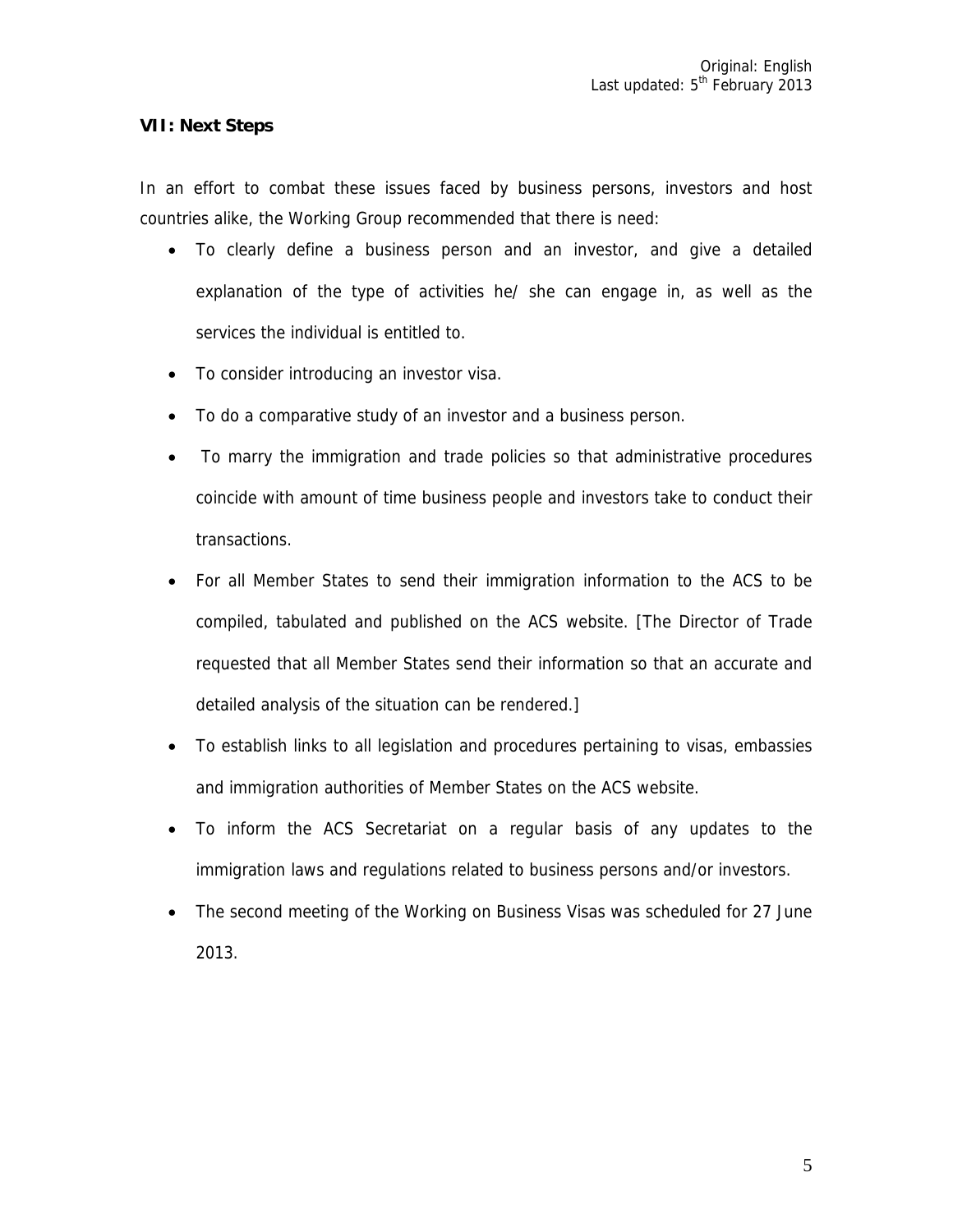Original: English
Last updated: 5th February 2013

**VII: Next Steps**

In an effort to combat these issues faced by business persons, investors and host countries alike, the Working Group recommended that there is need:

- To clearly define a business person and an investor, and give a detailed explanation of the type of activities he/ she can engage in, as well as the services the individual is entitled to.
- To consider introducing an investor visa.
- To do a comparative study of an investor and a business person.
- To marry the immigration and trade policies so that administrative procedures coincide with amount of time business people and investors take to conduct their transactions.
- For all Member States to send their immigration information to the ACS to be compiled, tabulated and published on the ACS website. [The Director of Trade requested that all Member States send their information so that an accurate and detailed analysis of the situation can be rendered.]
- To establish links to all legislation and procedures pertaining to visas, embassies and immigration authorities of Member States on the ACS website.
- To inform the ACS Secretariat on a regular basis of any updates to the immigration laws and regulations related to business persons and/or investors.
- The second meeting of the Working on Business Visas was scheduled for 27 June 2013.